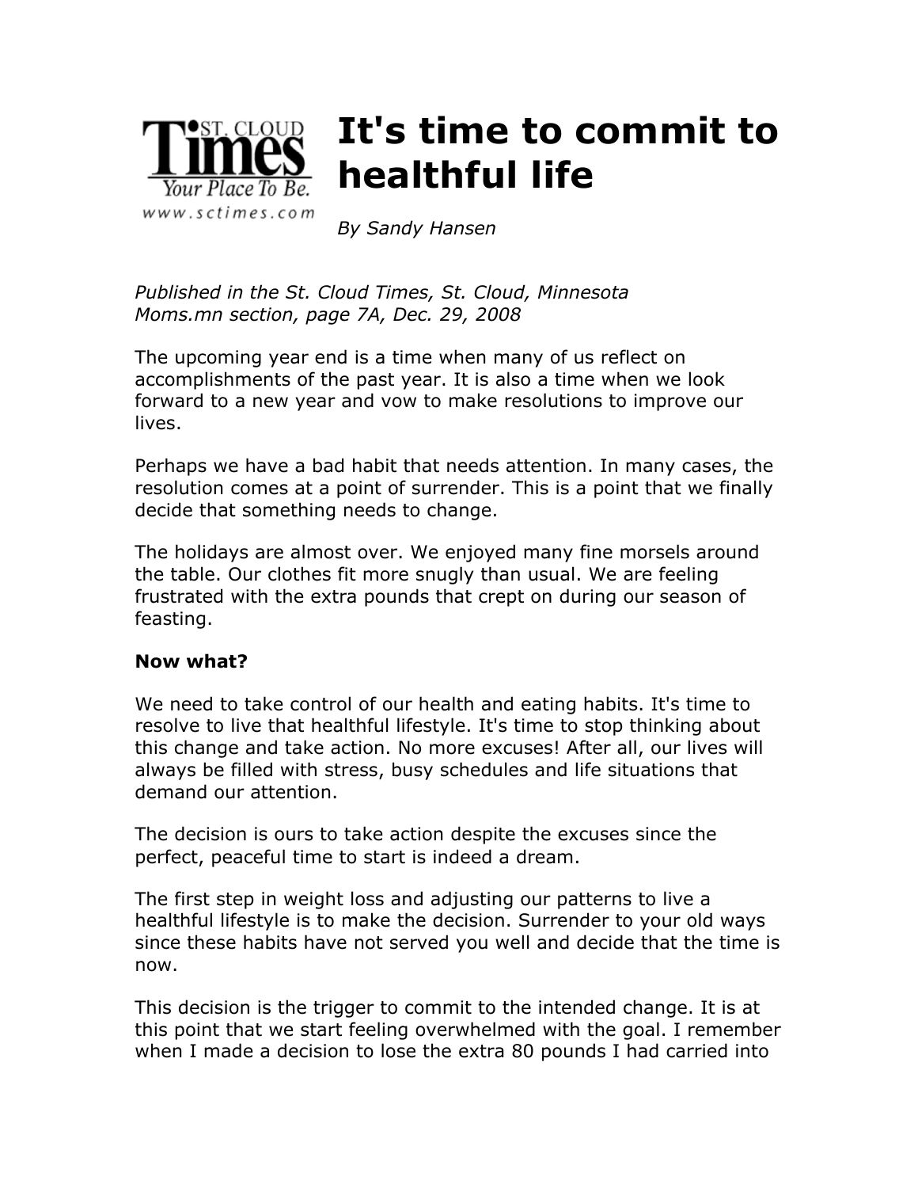# It's time to commit to healthful life

*By Sandy Hansen*

*Published in the St. Cloud Times, St. Cloud, Minnesota*
*Moms.mn section, page 7A, Dec. 29, 2008*

The upcoming year end is a time when many of us reflect on accomplishments of the past year. It is also a time when we look forward to a new year and vow to make resolutions to improve our lives.

Perhaps we have a bad habit that needs attention. In many cases, the resolution comes at a point of surrender. This is a point that we finally decide that something needs to change.

The holidays are almost over. We enjoyed many fine morsels around the table. Our clothes fit more snugly than usual. We are feeling frustrated with the extra pounds that crept on during our season of feasting.

**Now what?**

We need to take control of our health and eating habits. It's time to resolve to live that healthful lifestyle. It's time to stop thinking about this change and take action. No more excuses! After all, our lives will always be filled with stress, busy schedules and life situations that demand our attention.

The decision is ours to take action despite the excuses since the perfect, peaceful time to start is indeed a dream.

The first step in weight loss and adjusting our patterns to live a healthful lifestyle is to make the decision. Surrender to your old ways since these habits have not served you well and decide that the time is now.

This decision is the trigger to commit to the intended change. It is at this point that we start feeling overwhelmed with the goal. I remember when I made a decision to lose the extra 80 pounds I had carried into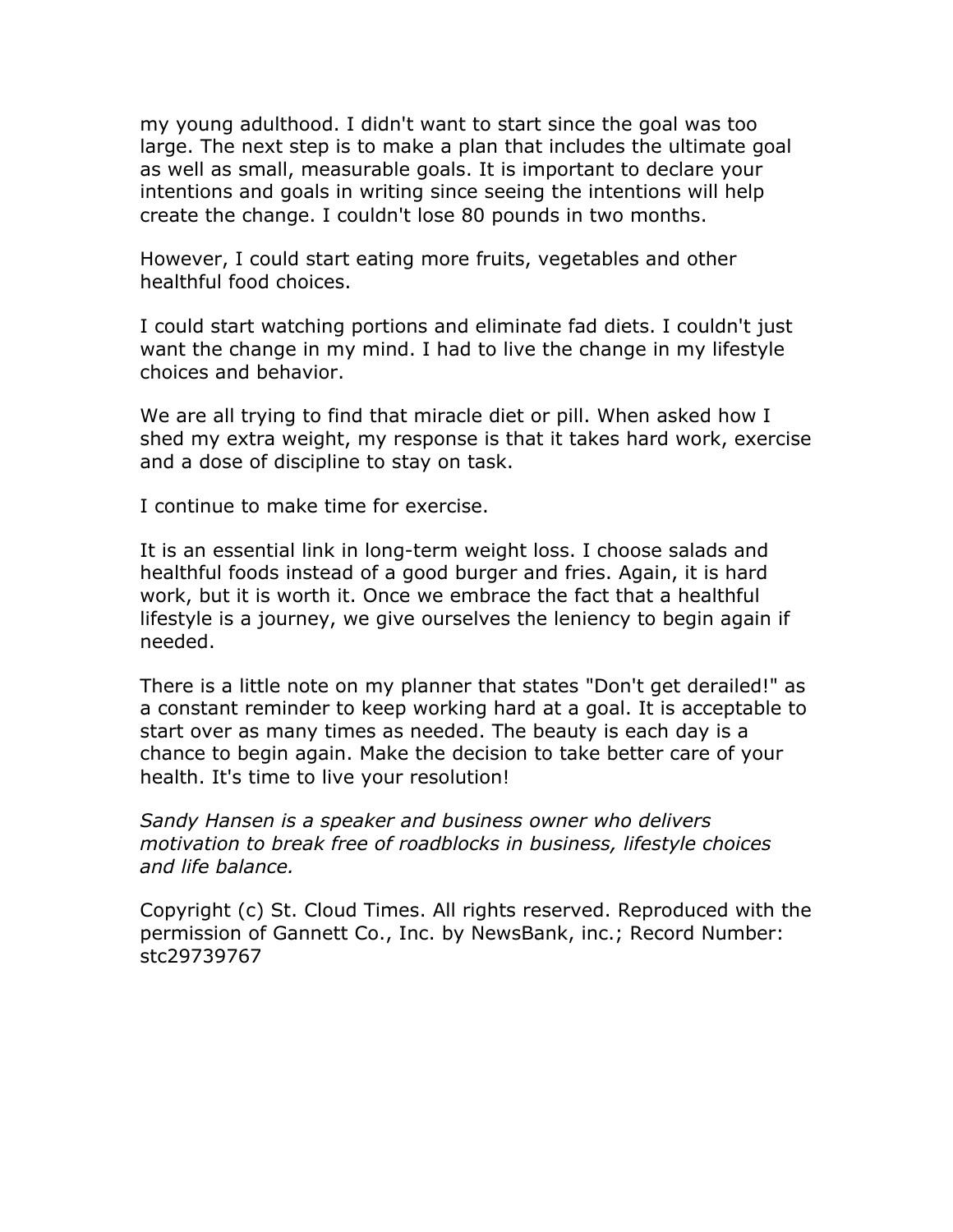my young adulthood. I didn't want to start since the goal was too large. The next step is to make a plan that includes the ultimate goal as well as small, measurable goals. It is important to declare your intentions and goals in writing since seeing the intentions will help create the change. I couldn't lose 80 pounds in two months.

However, I could start eating more fruits, vegetables and other healthful food choices.

I could start watching portions and eliminate fad diets. I couldn't just want the change in my mind. I had to live the change in my lifestyle choices and behavior.

We are all trying to find that miracle diet or pill. When asked how I shed my extra weight, my response is that it takes hard work, exercise and a dose of discipline to stay on task.

I continue to make time for exercise.

It is an essential link in long-term weight loss. I choose salads and healthful foods instead of a good burger and fries. Again, it is hard work, but it is worth it. Once we embrace the fact that a healthful lifestyle is a journey, we give ourselves the leniency to begin again if needed.

There is a little note on my planner that states "Don't get derailed!" as a constant reminder to keep working hard at a goal. It is acceptable to start over as many times as needed. The beauty is each day is a chance to begin again. Make the decision to take better care of your health. It's time to live your resolution!

*Sandy Hansen is a speaker and business owner who delivers motivation to break free of roadblocks in business, lifestyle choices and life balance.*

Copyright (c) St. Cloud Times. All rights reserved. Reproduced with the permission of Gannett Co., Inc. by NewsBank, inc.; Record Number: stc29739767